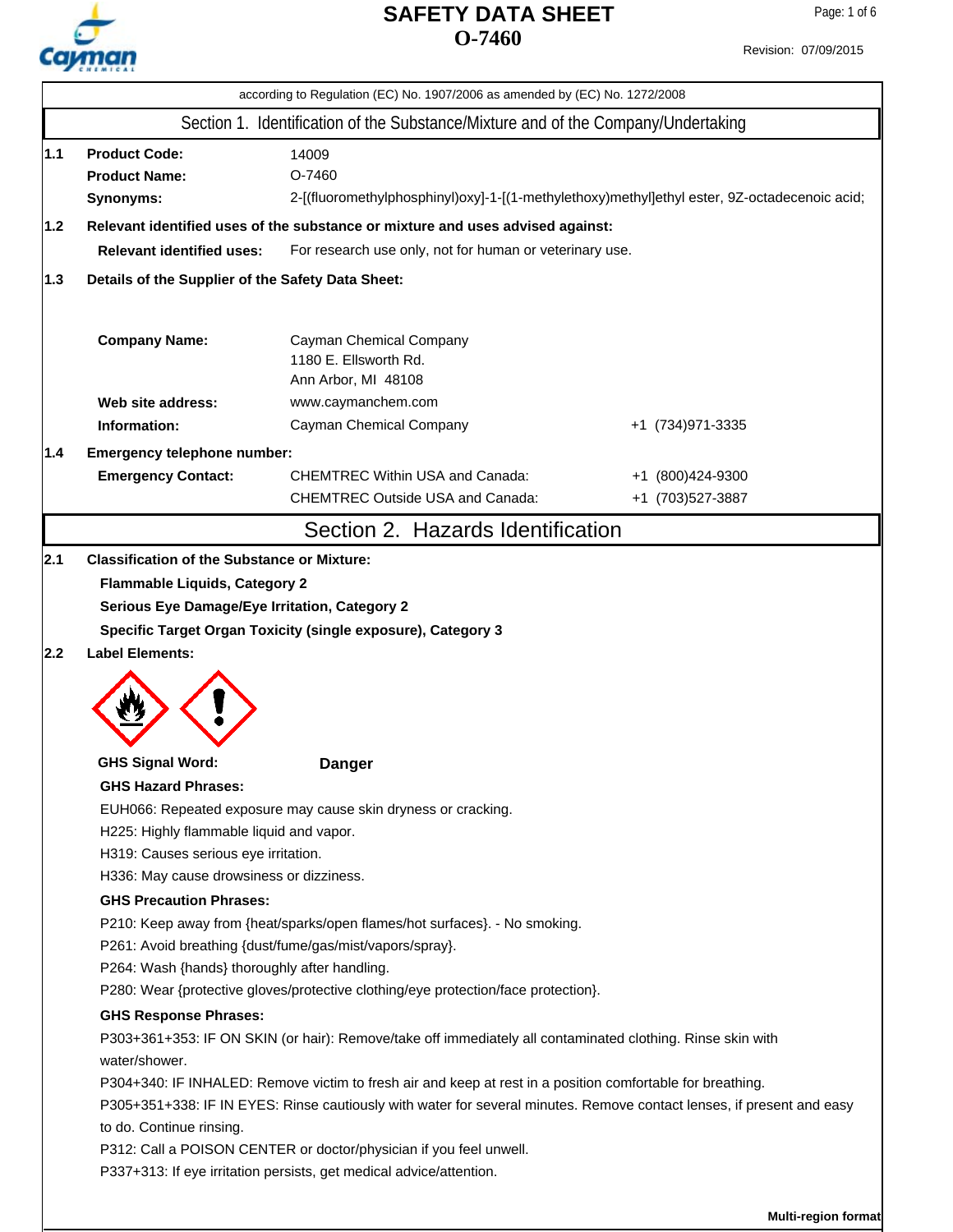# SAFETY DATA SHEET
# O-7460

Revision: 07/09/2015

according to Regulation (EC) No. 1907/2006 as amended by (EC) No. 1272/2008

## Section 1. Identification of the Substance/Mixture and of the Company/Undertaking

**1.1 Product Code:** 14009

**Product Name:** O-7460

**Synonyms:** 2-[(fluoromethylphosphinyl)oxy]-1-[(1-methylethoxy)methyl]ethyl ester, 9Z-octadecenoic acid;

**1.2 Relevant identified uses of the substance or mixture and uses advised against:**

**Relevant identified uses:** For research use only, not for human or veterinary use.

**1.3 Details of the Supplier of the Safety Data Sheet:**

**Company Name:** Cayman Chemical Company
1180 E. Ellsworth Rd.
Ann Arbor, MI 48108

**Web site address:** www.caymanchem.com

**Information:** Cayman Chemical Company +1 (734)971-3335

**1.4 Emergency telephone number:**

**Emergency Contact:**
CHEMTREC Within USA and Canada: +1 (800)424-9300
CHEMTREC Outside USA and Canada: +1 (703)527-3887

## Section 2. Hazards Identification

**2.1 Classification of the Substance or Mixture:**

**Flammable Liquids, Category 2**

**Serious Eye Damage/Eye Irritation, Category 2**

**Specific Target Organ Toxicity (single exposure), Category 3**

**2.2 Label Elements:**

**GHS Signal Word:** **Danger**

**GHS Hazard Phrases:**

EUH066: Repeated exposure may cause skin dryness or cracking.
H225: Highly flammable liquid and vapor.
H319: Causes serious eye irritation.
H336: May cause drowsiness or dizziness.

**GHS Precaution Phrases:**

P210: Keep away from {heat/sparks/open flames/hot surfaces}. - No smoking.
P261: Avoid breathing {dust/fume/gas/mist/vapors/spray}.
P264: Wash {hands} thoroughly after handling.
P280: Wear {protective gloves/protective clothing/eye protection/face protection}.

**GHS Response Phrases:**

P303+361+353: IF ON SKIN (or hair): Remove/take off immediately all contaminated clothing. Rinse skin with water/shower.
P304+340: IF INHALED: Remove victim to fresh air and keep at rest in a position comfortable for breathing.
P305+351+338: IF IN EYES: Rinse cautiously with water for several minutes. Remove contact lenses, if present and easy to do. Continue rinsing.
P312: Call a POISON CENTER or doctor/physician if you feel unwell.
P337+313: If eye irritation persists, get medical advice/attention.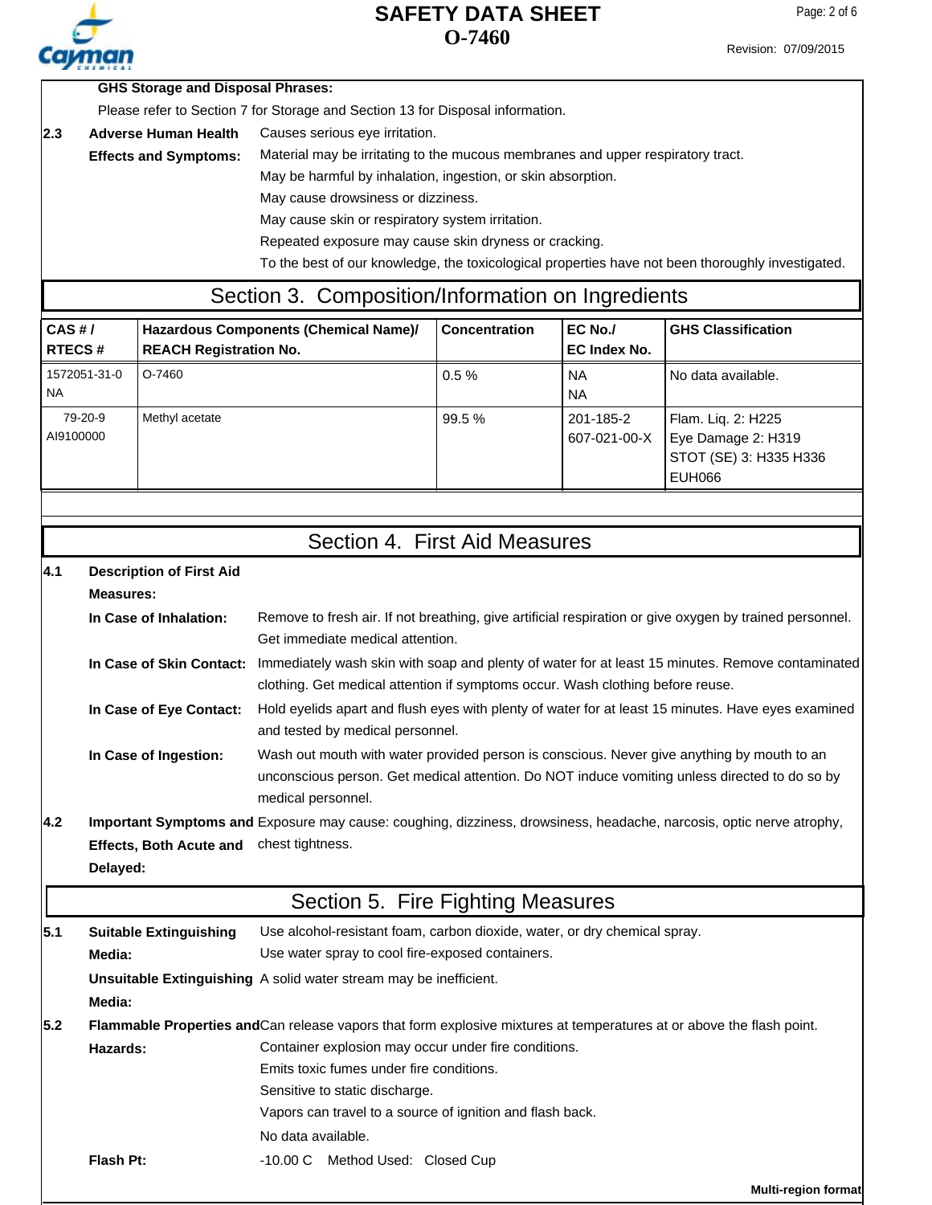**GHS Storage and Disposal Phrases:**

Please refer to Section 7 for Storage and Section 13 for Disposal information.

**2.3 Adverse Human Health Effects and Symptoms:**

Causes serious eye irritation.
Material may be irritating to the mucous membranes and upper respiratory tract.
May be harmful by inhalation, ingestion, or skin absorption.
May cause drowsiness or dizziness.
May cause skin or respiratory system irritation.
Repeated exposure may cause skin dryness or cracking.
To the best of our knowledge, the toxicological properties have not been thoroughly investigated.

## Section 3. Composition/Information on Ingredients

| CAS # / RTECS # | Hazardous Components (Chemical Name)/ REACH Registration No. | Concentration | EC No./ EC Index No. | GHS Classification |
|---|---|---|---|---|
| 1572051-31-0 NA | O-7460 | 0.5 % | NA NA | No data available. |
| 79-20-9 AI9100000 | Methyl acetate | 99.5 % | 201-185-2 607-021-00-X | Flam. Liq. 2: H225 Eye Damage 2: H319 STOT (SE) 3: H335 H336 EUH066 |

## Section 4. First Aid Measures

**4.1 Description of First Aid Measures:**

**In Case of Inhalation:** Remove to fresh air. If not breathing, give artificial respiration or give oxygen by trained personnel. Get immediate medical attention.

**In Case of Skin Contact:** Immediately wash skin with soap and plenty of water for at least 15 minutes. Remove contaminated clothing. Get medical attention if symptoms occur. Wash clothing before reuse.

**In Case of Eye Contact:** Hold eyelids apart and flush eyes with plenty of water for at least 15 minutes. Have eyes examined and tested by medical personnel.

**In Case of Ingestion:** Wash out mouth with water provided person is conscious. Never give anything by mouth to an unconscious person. Get medical attention. Do NOT induce vomiting unless directed to do so by medical personnel.

**4.2 Important Symptoms and Effects, Both Acute and Delayed:** Exposure may cause: coughing, dizziness, drowsiness, headache, narcosis, optic nerve atrophy, chest tightness.

## Section 5. Fire Fighting Measures

**5.1 Suitable Extinguishing Media:** Use alcohol-resistant foam, carbon dioxide, water, or dry chemical spray.
Use water spray to cool fire-exposed containers.

**Unsuitable Extinguishing Media:** A solid water stream may be inefficient.

**5.2 Flammable Properties and Hazards:** Can release vapors that form explosive mixtures at temperatures at or above the flash point.
Container explosion may occur under fire conditions.
Emits toxic fumes under fire conditions.
Sensitive to static discharge.
Vapors can travel to a source of ignition and flash back.
No data available.

**Flash Pt:** -10.00 C Method Used: Closed Cup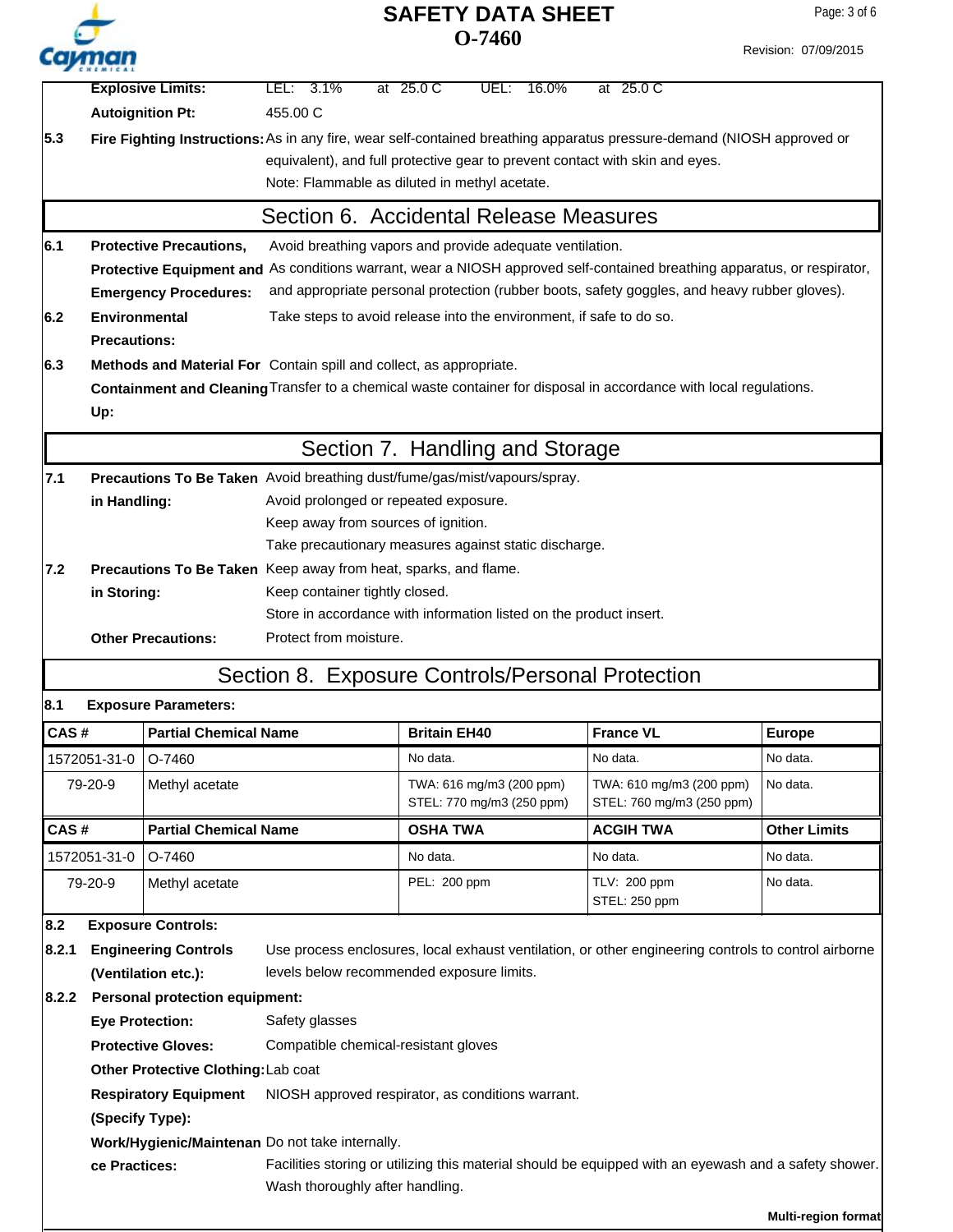| | | | |
|---|---|---|---|
| **Explosive Limits:** | LEL: 3.1% at 25.0 C | UEL: 16.0% at 25.0 C | |
| **Autoignition Pt:** | 455.00 C | | |

**5.3 Fire Fighting Instructions:** As in any fire, wear self-contained breathing apparatus pressure-demand (NIOSH approved or equivalent), and full protective gear to prevent contact with skin and eyes.
Note: Flammable as diluted in methyl acetate.

## Section 6. Accidental Release Measures

**6.1 Protective Precautions, Protective Equipment and Emergency Procedures:** Avoid breathing vapors and provide adequate ventilation.
As conditions warrant, wear a NIOSH approved self-contained breathing apparatus, or respirator, and appropriate personal protection (rubber boots, safety goggles, and heavy rubber gloves).

**6.2 Environmental Precautions:** Take steps to avoid release into the environment, if safe to do so.

**6.3 Methods and Material For Containment and Cleaning Up:** Contain spill and collect, as appropriate.
Transfer to a chemical waste container for disposal in accordance with local regulations.

## Section 7. Handling and Storage

**7.1 Precautions To Be Taken in Handling:** Avoid breathing dust/fume/gas/mist/vapours/spray.
Avoid prolonged or repeated exposure.
Keep away from sources of ignition.
Take precautionary measures against static discharge.

**7.2 Precautions To Be Taken in Storing:** Keep away from heat, sparks, and flame.
Keep container tightly closed.
Store in accordance with information listed on the product insert.

**Other Precautions:** Protect from moisture.

## Section 8. Exposure Controls/Personal Protection

**8.1 Exposure Parameters:**

| CAS # | Partial Chemical Name | Britain EH40 | France VL | Europe |
|---|---|---|---|---|
| 1572051-31-0 | O-7460 | No data. | No data. | No data. |
| 79-20-9 | Methyl acetate | TWA: 616 mg/m3 (200 ppm)<br>STEL: 770 mg/m3 (250 ppm) | TWA: 610 mg/m3 (200 ppm)<br>STEL: 760 mg/m3 (250 ppm) | No data. |

| CAS # | Partial Chemical Name | OSHA TWA | ACGIH TWA | Other Limits |
|---|---|---|---|---|
| 1572051-31-0 | O-7460 | No data. | No data. | No data. |
| 79-20-9 | Methyl acetate | PEL: 200 ppm | TLV: 200 ppm<br>STEL: 250 ppm | No data. |

**8.2 Exposure Controls:**

**8.2.1 Engineering Controls (Ventilation etc.):** Use process enclosures, local exhaust ventilation, or other engineering controls to control airborne levels below recommended exposure limits.

**8.2.2 Personal protection equipment:**

**Eye Protection:** Safety glasses

**Protective Gloves:** Compatible chemical-resistant gloves

**Other Protective Clothing:** Lab coat

**Respiratory Equipment (Specify Type):** NIOSH approved respirator, as conditions warrant.

**Work/Hygienic/Maintenance Practices:** Do not take internally.
Facilities storing or utilizing this material should be equipped with an eyewash and a safety shower.
Wash thoroughly after handling.

**Multi-region format**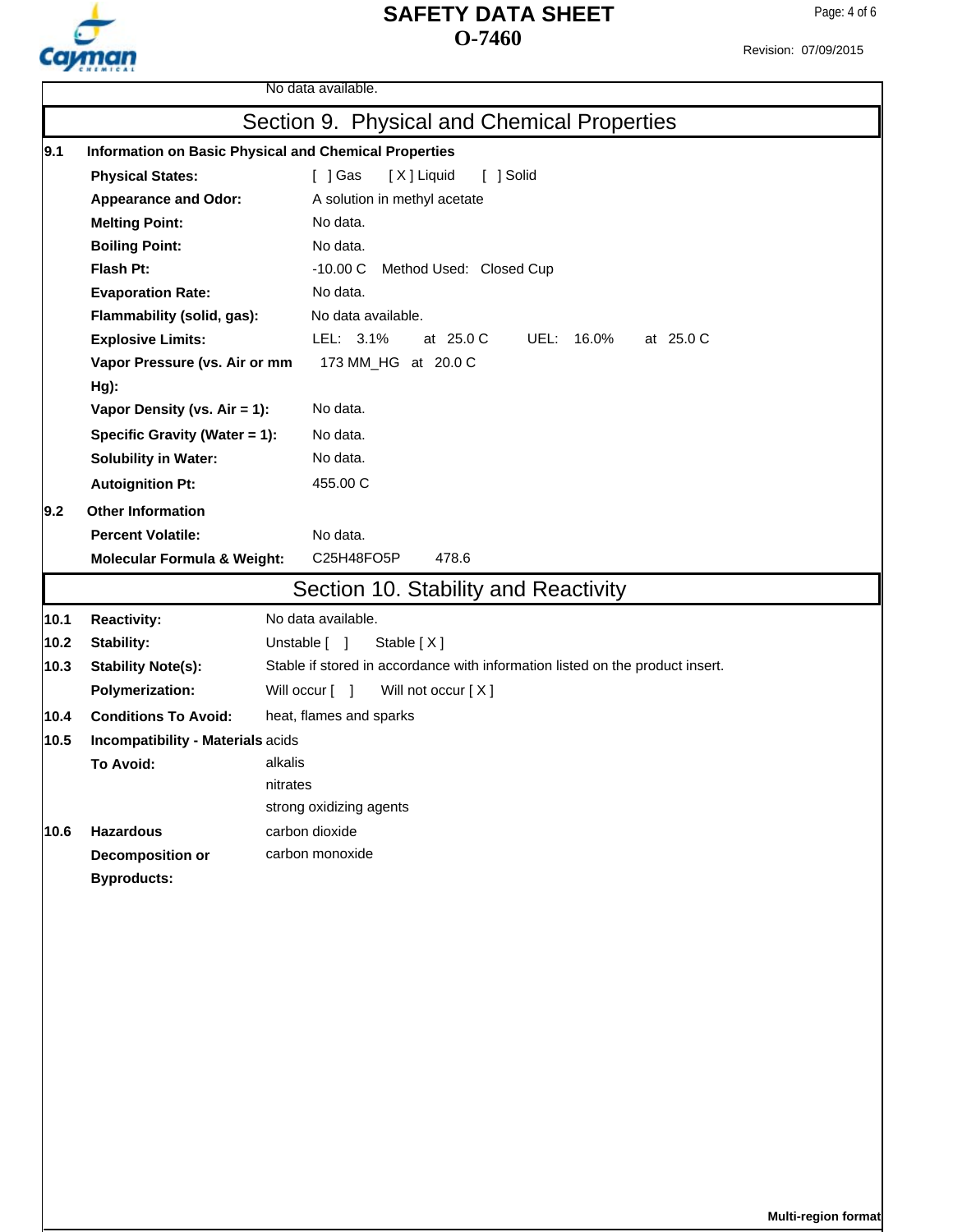No data available.

## Section 9. Physical and Chemical Properties

**9.1 Information on Basic Physical and Chemical Properties**

| | |
|---|---|
| **Physical States:** | [ ] Gas [ X ] Liquid [ ] Solid |
| **Appearance and Odor:** | A solution in methyl acetate |
| **Melting Point:** | No data. |
| **Boiling Point:** | No data. |
| **Flash Pt:** | -10.00 C Method Used: Closed Cup |
| **Evaporation Rate:** | No data. |
| **Flammability (solid, gas):** | No data available. |
| **Explosive Limits:** | LEL: 3.1% at 25.0 C UEL: 16.0% at 25.0 C |
| **Vapor Pressure (vs. Air or mm Hg):** | 173 MM_HG at 20.0 C |
| **Vapor Density (vs. Air = 1):** | No data. |
| **Specific Gravity (Water = 1):** | No data. |
| **Solubility in Water:** | No data. |
| **Autoignition Pt:** | 455.00 C |

**9.2 Other Information**

| | |
|---|---|
| **Percent Volatile:** | No data. |
| **Molecular Formula & Weight:** | $C_{25}H_{48}FO_5P$ 478.6 |

## Section 10. Stability and Reactivity

| | | |
|---|---|---|
| **10.1** | **Reactivity:** | No data available. |
| **10.2** | **Stability:** | Unstable [ ] Stable [ X ] |
| **10.3** | **Stability Note(s):** | Stable if stored in accordance with information listed on the product insert. |
| | **Polymerization:** | Will occur [ ] Will not occur [ X ] |
| **10.4** | **Conditions To Avoid:** | heat, flames and sparks |
| **10.5** | **Incompatibility - Materials To Avoid:** | acids<br>alkalis<br>nitrates<br>strong oxidizing agents |
| **10.6** | **Hazardous Decomposition or Byproducts:** | carbon dioxide<br>carbon monoxide |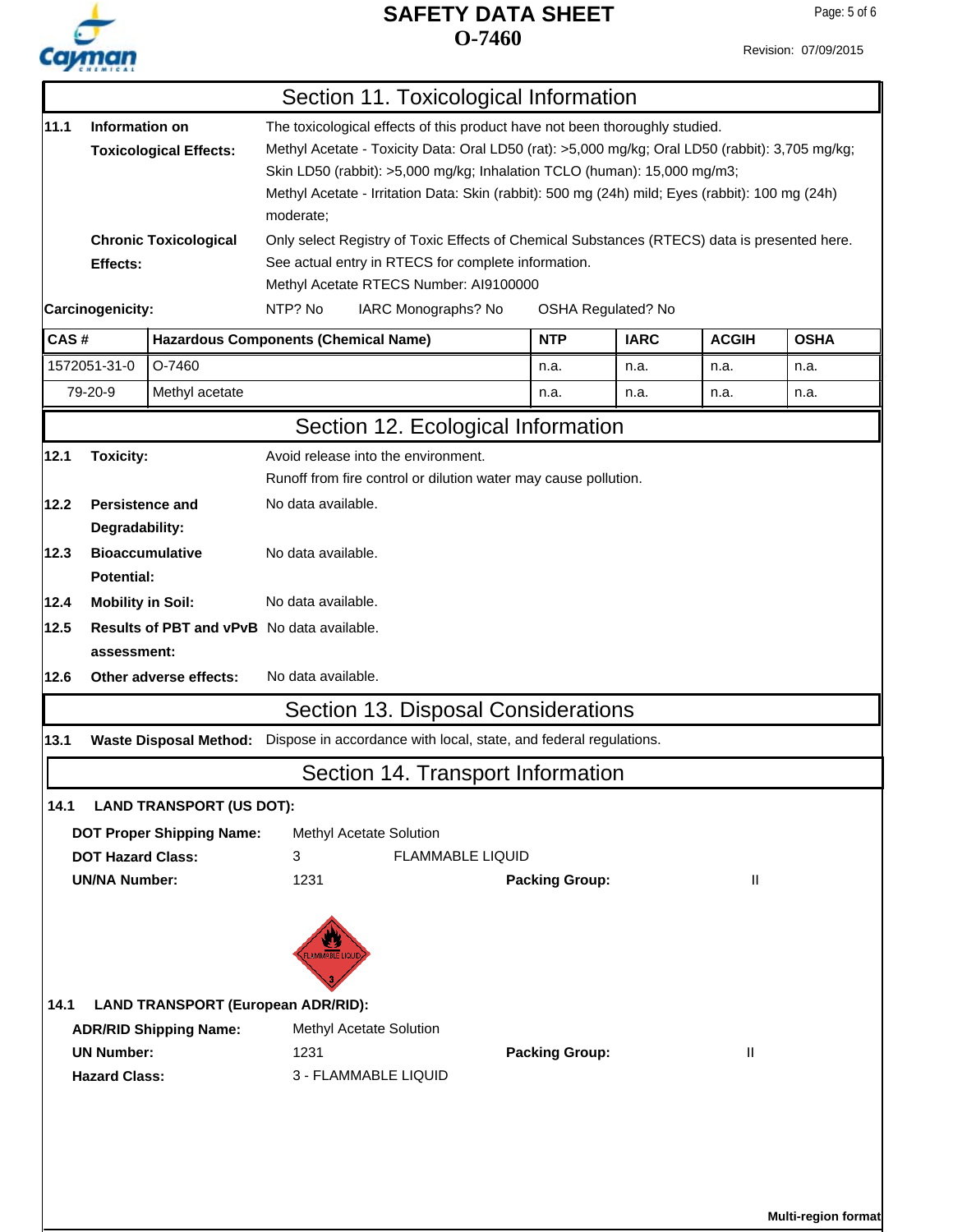## Section 11. Toxicological Information

**11.1 Information on Toxicological Effects:**
The toxicological effects of this product have not been thoroughly studied.
Methyl Acetate - Toxicity Data: Oral LD50 (rat): >5,000 mg/kg; Oral LD50 (rabbit): 3,705 mg/kg; Skin LD50 (rabbit): >5,000 mg/kg; Inhalation TCLO (human): 15,000 mg/m3;
Methyl Acetate - Irritation Data: Skin (rabbit): 500 mg (24h) mild; Eyes (rabbit): 100 mg (24h) moderate;

**Chronic Toxicological Effects:**
Only select Registry of Toxic Effects of Chemical Substances (RTECS) data is presented here. See actual entry in RTECS for complete information.
Methyl Acetate RTECS Number: AI9100000

**Carcinogenicity:** NTP? No IARC Monographs? No OSHA Regulated? No

| CAS # | Hazardous Components (Chemical Name) | NTP | IARC | ACGIH | OSHA |
|---|---|---|---|---|---|
| 1572051-31-0 | O-7460 | n.a. | n.a. | n.a. | n.a. |
| 79-20-9 | Methyl acetate | n.a. | n.a. | n.a. | n.a. |

## Section 12. Ecological Information

**12.1 Toxicity:** Avoid release into the environment.
Runoff from fire control or dilution water may cause pollution.

**12.2 Persistence and Degradability:** No data available.

**12.3 Bioaccumulative Potential:** No data available.

**12.4 Mobility in Soil:** No data available.

**12.5 Results of PBT and vPvB assessment:** No data available.

**12.6 Other adverse effects:** No data available.

## Section 13. Disposal Considerations

**13.1 Waste Disposal Method:** Dispose in accordance with local, state, and federal regulations.

## Section 14. Transport Information

**14.1 LAND TRANSPORT (US DOT):**

**DOT Proper Shipping Name:** Methyl Acetate Solution
**DOT Hazard Class:** 3 FLAMMABLE LIQUID
**UN/NA Number:** 1231 **Packing Group:** II

**14.1 LAND TRANSPORT (European ADR/RID):**

**ADR/RID Shipping Name:** Methyl Acetate Solution
**UN Number:** 1231 **Packing Group:** II
**Hazard Class:** 3 - FLAMMABLE LIQUID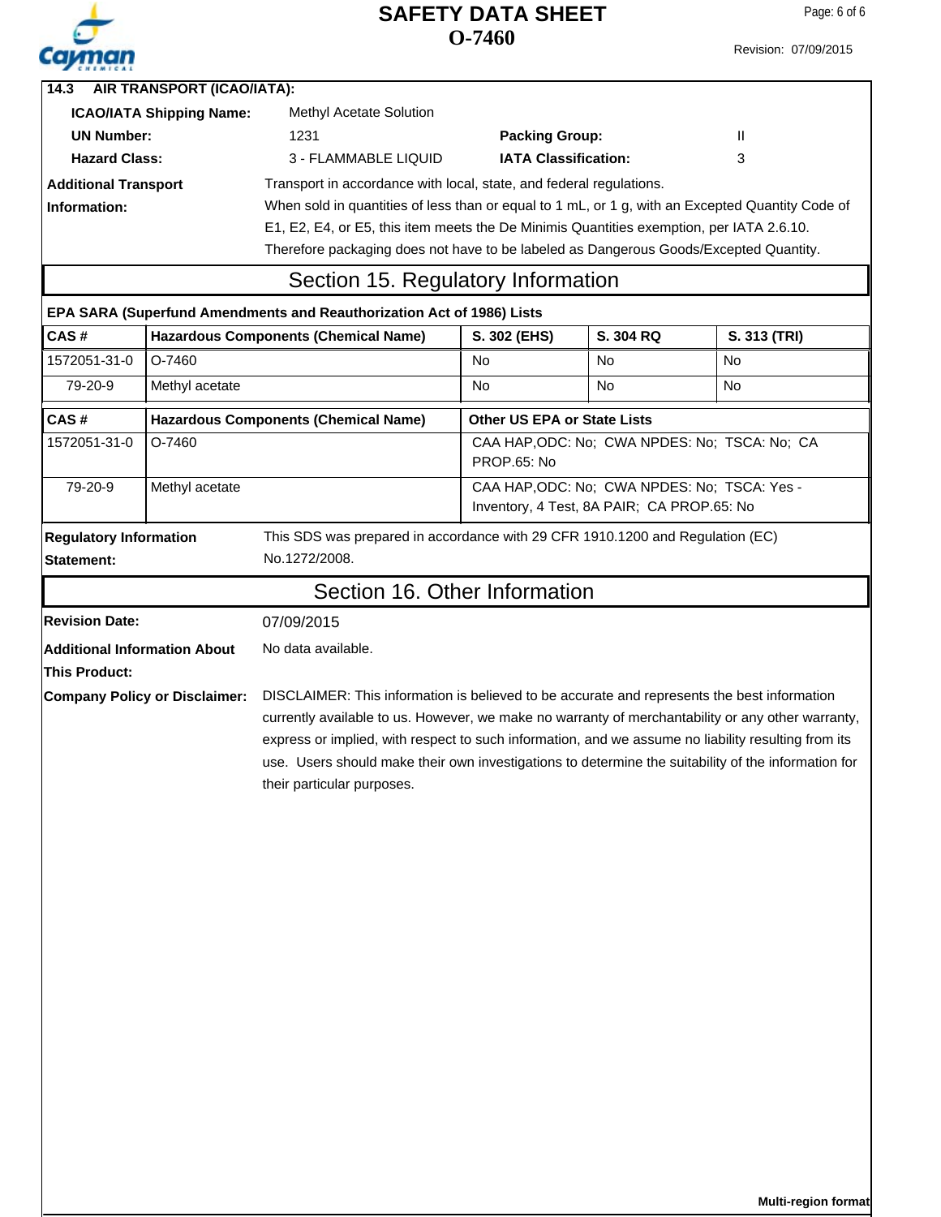**14.3 AIR TRANSPORT (ICAO/IATA):**

| | | | |
|---|---|---|---|
| **ICAO/IATA Shipping Name:** | Methyl Acetate Solution | | |
| **UN Number:** | 1231 | **Packing Group:** | II |
| **Hazard Class:** | 3 - FLAMMABLE LIQUID | **IATA Classification:** | 3 |

**Additional Transport Information:** Transport in accordance with local, state, and federal regulations.
When sold in quantities of less than or equal to 1 mL, or 1 g, with an Excepted Quantity Code of E1, E2, E4, or E5, this item meets the De Minimis Quantities exemption, per IATA 2.6.10. Therefore packaging does not have to be labeled as Dangerous Goods/Excepted Quantity.

## Section 15. Regulatory Information

**EPA SARA (Superfund Amendments and Reauthorization Act of 1986) Lists**

| CAS # | Hazardous Components (Chemical Name) | S. 302 (EHS) | S. 304 RQ | S. 313 (TRI) |
|---|---|---|---|---|
| 1572051-31-0 | O-7460 | No | No | No |
| 79-20-9 | Methyl acetate | No | No | No |

| CAS # | Hazardous Components (Chemical Name) | Other US EPA or State Lists |
|---|---|---|
| 1572051-31-0 | O-7460 | CAA HAP,ODC: No; CWA NPDES: No; TSCA: No; CA PROP.65: No |
| 79-20-9 | Methyl acetate | CAA HAP,ODC: No; CWA NPDES: No; TSCA: Yes - Inventory, 4 Test, 8A PAIR; CA PROP.65: No |

**Regulatory Information Statement:** This SDS was prepared in accordance with 29 CFR 1910.1200 and Regulation (EC) No.1272/2008.

## Section 16. Other Information

**Revision Date:** 07/09/2015

**Additional Information About This Product:** No data available.

**Company Policy or Disclaimer:** DISCLAIMER: This information is believed to be accurate and represents the best information currently available to us. However, we make no warranty of merchantability or any other warranty, express or implied, with respect to such information, and we assume no liability resulting from its use. Users should make their own investigations to determine the suitability of the information for their particular purposes.

**Multi-region format**